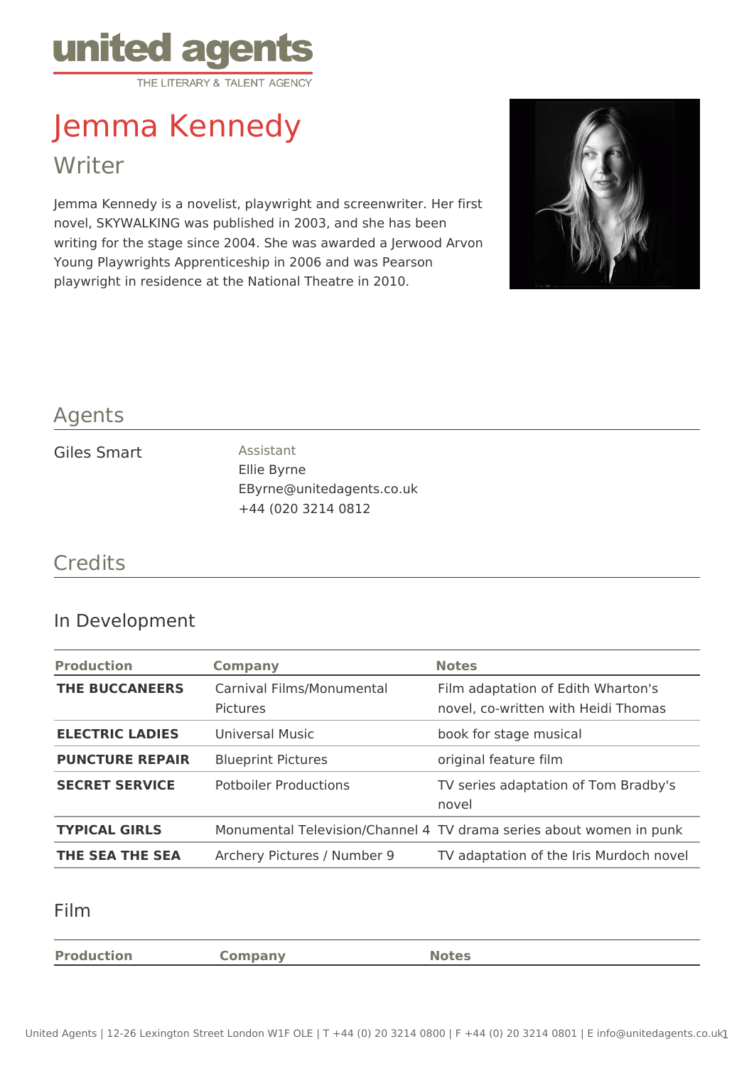united agents
THE LITERARY & TALENT AGENCY

# Jemma Kennedy

## Writer

Jemma Kennedy is a novelist, playwright and screenwriter. Her first novel, SKYWALKING was published in 2003, and she has been writing for the stage since 2004. She was awarded a Jerwood Arvon Young Playwrights Apprenticeship in 2006 and was Pearson playwright in residence at the National Theatre in 2010.

## Agents

Giles Smart

Assistant
Ellie Byrne
EByrne@unitedagents.co.uk
+44 (020 3214 0812

## Credits

### In Development

| Production | Company | Notes |
|---|---|---|
| **THE BUCCANEERS** | Carnival Films/Monumental Pictures | Film adaptation of Edith Wharton's novel, co-written with Heidi Thomas |
| **ELECTRIC LADIES** | Universal Music | book for stage musical |
| **PUNCTURE REPAIR** | Blueprint Pictures | original feature film |
| **SECRET SERVICE** | Potboiler Productions | TV series adaptation of Tom Bradby's novel |
| **TYPICAL GIRLS** | Monumental Television/Channel 4 | TV drama series about women in punk |
| **THE SEA THE SEA** | Archery Pictures / Number 9 | TV adaptation of the Iris Murdoch novel |

### Film

| Production | Company | Notes |
|---|---|---|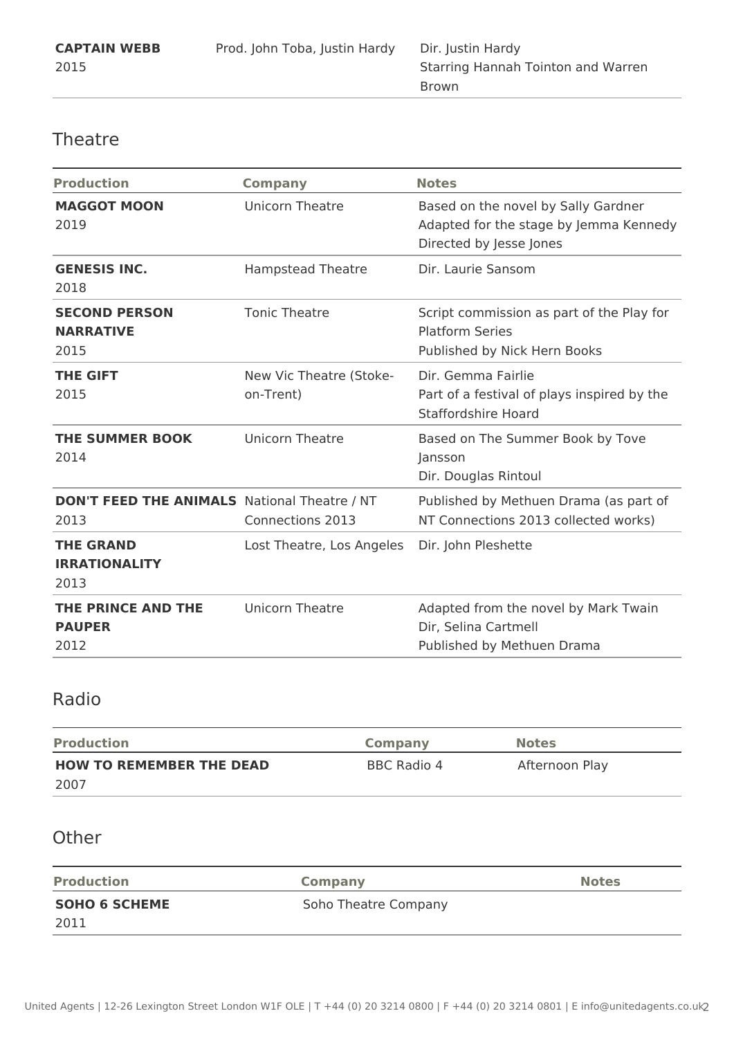| | | |
|---|---|---|
| **CAPTAIN WEBB**<br>2015 | Prod. John Toba, Justin Hardy | Dir. Justin Hardy<br>Starring Hannah Tointon and Warren Brown |

## Theatre

| Production | Company | Notes |
|---|---|---|
| **MAGGOT MOON**<br>2019 | Unicorn Theatre | Based on the novel by Sally Gardner<br>Adapted for the stage by Jemma Kennedy<br>Directed by Jesse Jones |
| **GENESIS INC.**<br>2018 | Hampstead Theatre | Dir. Laurie Sansom |
| **SECOND PERSON NARRATIVE**<br>2015 | Tonic Theatre | Script commission as part of the Play for Platform Series<br>Published by Nick Hern Books |
| **THE GIFT**<br>2015 | New Vic Theatre (Stoke-on-Trent) | Dir. Gemma Fairlie<br>Part of a festival of plays inspired by the Staffordshire Hoard |
| **THE SUMMER BOOK**<br>2014 | Unicorn Theatre | Based on The Summer Book by Tove Jansson<br>Dir. Douglas Rintoul |
| **DON'T FEED THE ANIMALS**<br>2013 | National Theatre / NT Connections 2013 | Published by Methuen Drama (as part of NT Connections 2013 collected works) |
| **THE GRAND IRRATIONALITY**<br>2013 | Lost Theatre, Los Angeles | Dir. John Pleshette |
| **THE PRINCE AND THE PAUPER**<br>2012 | Unicorn Theatre | Adapted from the novel by Mark Twain<br>Dir, Selina Cartmell<br>Published by Methuen Drama |

## Radio

| Production | Company | Notes |
|---|---|---|
| **HOW TO REMEMBER THE DEAD**<br>2007 | BBC Radio 4 | Afternoon Play |

## Other

| Production | Company | Notes |
|---|---|---|
| **SOHO 6 SCHEME**<br>2011 | Soho Theatre Company | |